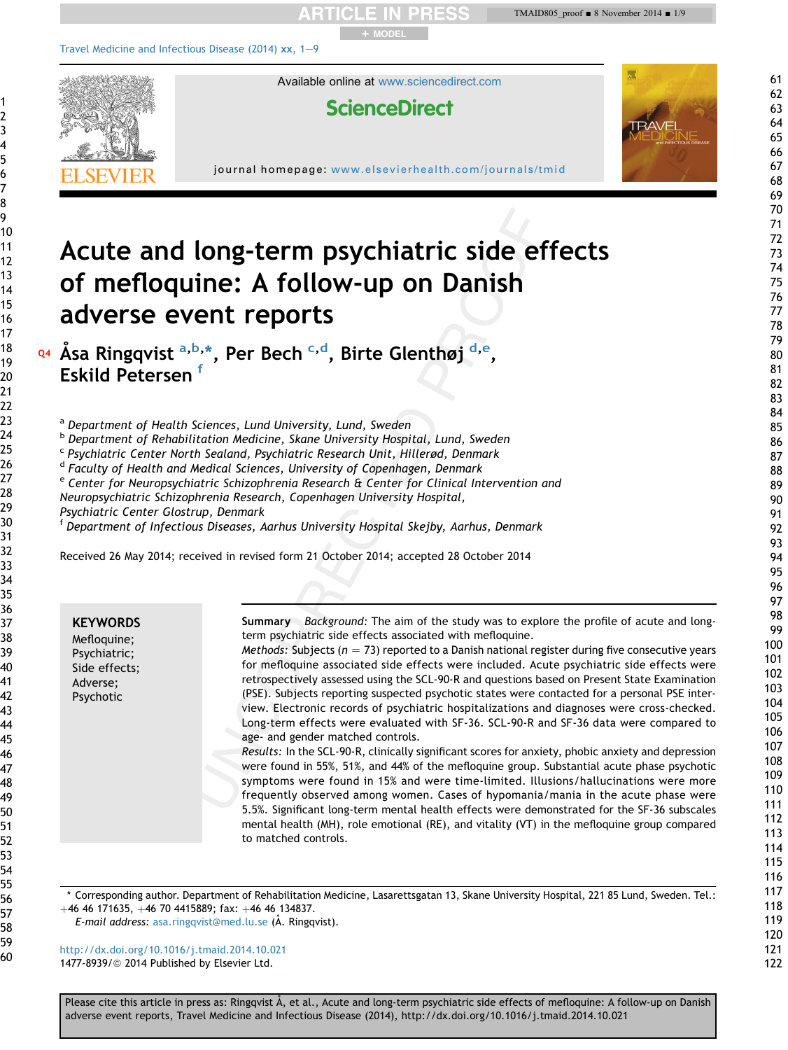# Acute and long-term psychiatric side effects of mefloquine: A follow-up on Danish adverse event reports

Åsa Ringqvist [a,b,*], Per Bech [c,d], Birte Glenthøj [d,e], Eskild Petersen [f]

[a] Department of Health Sciences, Lund University, Lund, Sweden
[b] Department of Rehabilitation Medicine, Skane University Hospital, Lund, Sweden
[c] Psychiatric Center North Sealand, Psychiatric Research Unit, Hillerød, Denmark
[d] Faculty of Health and Medical Sciences, University of Copenhagen, Denmark
[e] Center for Neuropsychiatric Schizophrenia Research & Center for Clinical Intervention and Neuropsychiatric Schizophrenia Research, Copenhagen University Hospital, Psychiatric Center Glostrup, Denmark
[f] Department of Infectious Diseases, Aarhus University Hospital Skejby, Aarhus, Denmark

Received 26 May 2014; received in revised form 21 October 2014; accepted 28 October 2014

**KEYWORDS**
Mefloquine;
Psychiatric;
Side effects;
Adverse;
Psychotic

**Summary** *Background:* The aim of the study was to explore the profile of acute and long-term psychiatric side effects associated with mefloquine.
*Methods:* Subjects ($n = 73$) reported to a Danish national register during five consecutive years for mefloquine associated side effects were included. Acute psychiatric side effects were retrospectively assessed using the SCL-90-R and questions based on Present State Examination (PSE). Subjects reporting suspected psychotic states were contacted for a personal PSE interview. Electronic records of psychiatric hospitalizations and diagnoses were cross-checked. Long-term effects were evaluated with SF-36. SCL-90-R and SF-36 data were compared to age- and gender matched controls.
*Results:* In the SCL-90-R, clinically significant scores for anxiety, phobic anxiety and depression were found in 55%, 51%, and 44% of the mefloquine group. Substantial acute phase psychotic symptoms were found in 15% and were time-limited. Illusions/hallucinations were more frequently observed among women. Cases of hypomania/mania in the acute phase were 5.5%. Significant long-term mental health effects were demonstrated for the SF-36 subscales mental health (MH), role emotional (RE), and vitality (VT) in the mefloquine group compared to matched controls.

\* Corresponding author. Department of Rehabilitation Medicine, Lasarettsgatan 13, Skane University Hospital, 221 85 Lund, Sweden. Tel.: +46 46 171635, +46 70 4415889; fax: +46 46 134837.
*E-mail address:* asa.ringqvist@med.lu.se (Å. Ringqvist).

http://dx.doi.org/10.1016/j.tmaid.2014.10.021
1477-8939/© 2014 Published by Elsevier Ltd.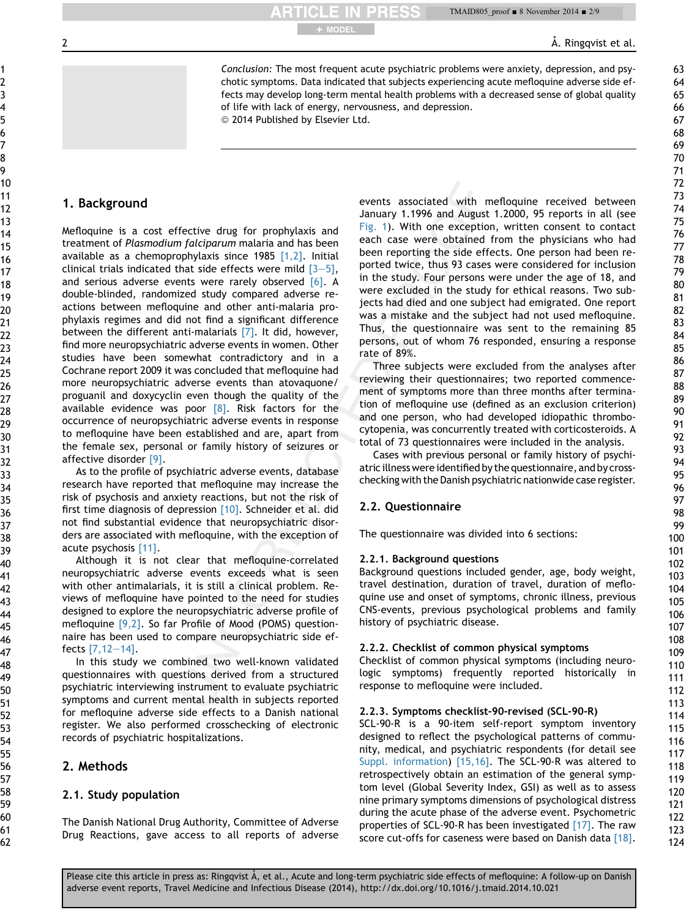*Conclusion:* The most frequent acute psychiatric problems were anxiety, depression, and psychotic symptoms. Data indicated that subjects experiencing acute mefloquine adverse side effects may develop long-term mental health problems with a decreased sense of global quality of life with lack of energy, nervousness, and depression.
© 2014 Published by Elsevier Ltd.

## 1. Background

Mefloquine is a cost effective drug for prophylaxis and treatment of *Plasmodium falciparum* malaria and has been available as a chemoprophylaxis since 1985 [1,2]. Initial clinical trials indicated that side effects were mild [3–5], and serious adverse events were rarely observed [6]. A double-blinded, randomized study compared adverse reactions between mefloquine and other anti-malaria prophylaxis regimes and did not find a significant difference between the different anti-malarials [7]. It did, however, find more neuropsychiatric adverse events in women. Other studies have been somewhat contradictory and in a Cochrane report 2009 it was concluded that mefloquine had more neuropsychiatric adverse events than atovaquone/proguanil and doxycyclin even though the quality of the available evidence was poor [8]. Risk factors for the occurrence of neuropsychiatric adverse events in response to mefloquine have been established and are, apart from the female sex, personal or family history of seizures or affective disorder [9].

As to the profile of psychiatric adverse events, database research have reported that mefloquine may increase the risk of psychosis and anxiety reactions, but not the risk of first time diagnosis of depression [10]. Schneider et al. did not find substantial evidence that neuropsychiatric disorders are associated with mefloquine, with the exception of acute psychosis [11].

Although it is not clear that mefloquine-correlated neuropsychiatric adverse events exceeds what is seen with other antimalarials, it is still a clinical problem. Reviews of mefloquine have pointed to the need for studies designed to explore the neuropsychiatric adverse profile of mefloquine [9,2]. So far Profile of Mood (POMS) questionnaire has been used to compare neuropsychiatric side effects [7,12–14].

In this study we combined two well-known validated questionnaires with questions derived from a structured psychiatric interviewing instrument to evaluate psychiatric symptoms and current mental health in subjects reported for mefloquine adverse side effects to a Danish national register. We also performed crosschecking of electronic records of psychiatric hospitalizations.

## 2. Methods

### 2.1. Study population

The Danish National Drug Authority, Committee of Adverse Drug Reactions, gave access to all reports of adverse events associated with mefloquine received between January 1.1996 and August 1.2000, 95 reports in all (see Fig. 1). With one exception, written consent to contact each case were obtained from the physicians who had been reporting the side effects. One person had been reported twice, thus 93 cases were considered for inclusion in the study. Four persons were under the age of 18, and were excluded in the study for ethical reasons. Two subjects had died and one subject had emigrated. One report was a mistake and the subject had not used mefloquine. Thus, the questionnaire was sent to the remaining 85 persons, out of whom 76 responded, ensuring a response rate of 89%.

Three subjects were excluded from the analyses after reviewing their questionnaires; two reported commencement of symptoms more than three months after termination of mefloquine use (defined as an exclusion criterion) and one person, who had developed idiopathic thrombocytopenia, was concurrently treated with corticosteroids. A total of 73 questionnaires were included in the analysis.

Cases with previous personal or family history of psychiatric illness were identified by the questionnaire, and by cross-checking with the Danish psychiatric nationwide case register.

### 2.2. Questionnaire

The questionnaire was divided into 6 sections:

#### 2.2.1. Background questions

Background questions included gender, age, body weight, travel destination, duration of travel, duration of mefloquine use and onset of symptoms, chronic illness, previous CNS-events, previous psychological problems and family history of psychiatric disease.

#### 2.2.2. Checklist of common physical symptoms

Checklist of common physical symptoms (including neurologic symptoms) frequently reported historically in response to mefloquine were included.

#### 2.2.3. Symptoms checklist-90-revised (SCL-90-R)

SCL-90-R is a 90-item self-report symptom inventory designed to reflect the psychological patterns of community, medical, and psychiatric respondents (for detail see Suppl. information) [15,16]. The SCL-90-R was altered to retrospectively obtain an estimation of the general symptom level (Global Severity Index, GSI) as well as to assess nine primary symptoms dimensions of psychological distress during the acute phase of the adverse event. Psychometric properties of SCL-90-R has been investigated [17]. The raw score cut-offs for caseness were based on Danish data [18].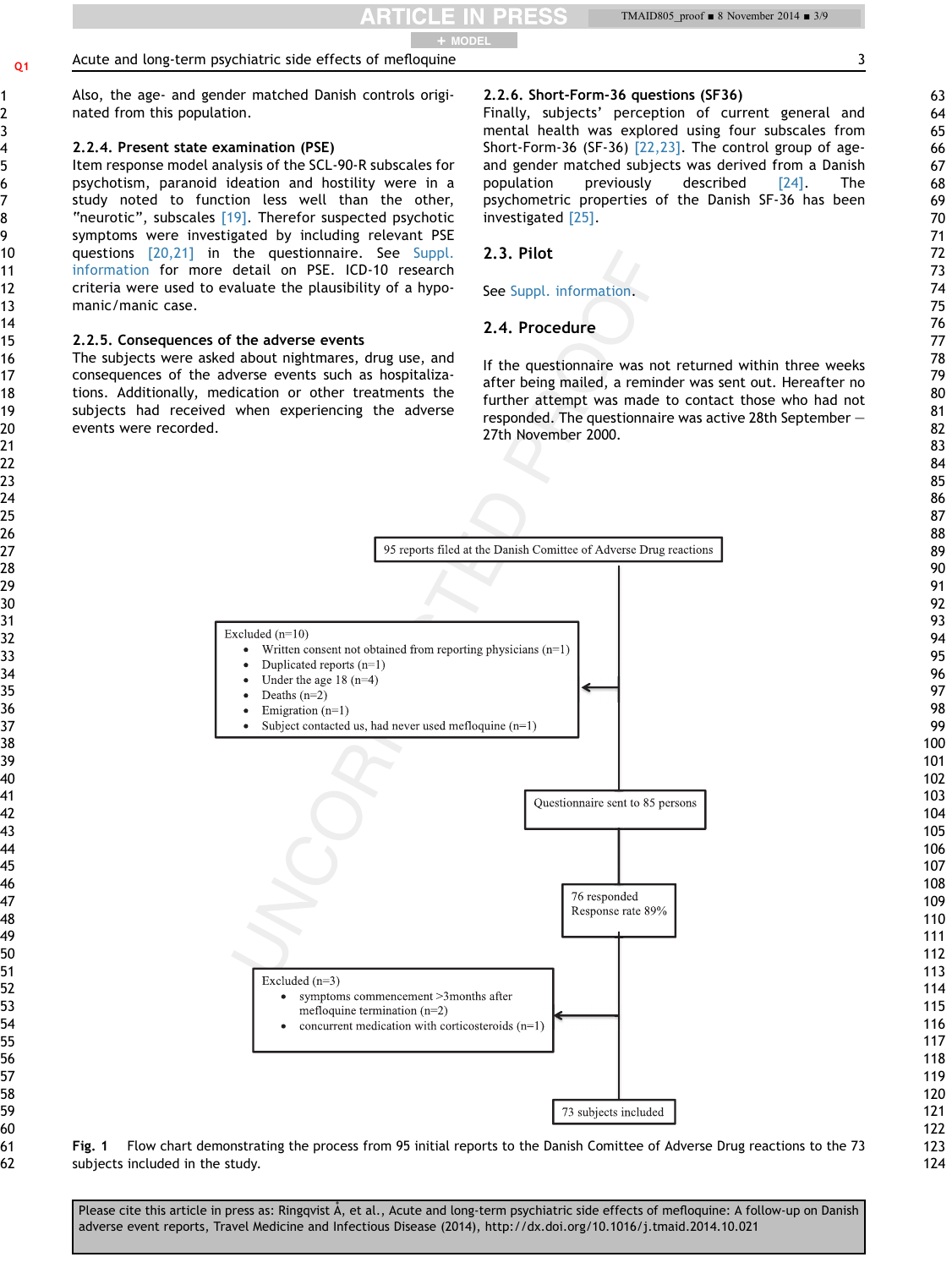Also, the age- and gender matched Danish controls originated from this population.

#### 2.2.4. Present state examination (PSE)

Item response model analysis of the SCL-90-R subscales for psychotism, paranoid ideation and hostility were in a study noted to function less well than the other, "neurotic", subscales [19]. Therefor suspected psychotic symptoms were investigated by including relevant PSE questions [20,21] in the questionnaire. See Suppl. information for more detail on PSE. ICD-10 research criteria were used to evaluate the plausibility of a hypomanic/manic case.

#### 2.2.5. Consequences of the adverse events

The subjects were asked about nightmares, drug use, and consequences of the adverse events such as hospitalizations. Additionally, medication or other treatments the subjects had received when experiencing the adverse events were recorded.

#### 2.2.6. Short-Form-36 questions (SF36)

Finally, subjects' perception of current general and mental health was explored using four subscales from Short-Form-36 (SF-36) [22,23]. The control group of age- and gender matched subjects was derived from a Danish population previously described [24]. The psychometric properties of the Danish SF-36 has been investigated [25].

### 2.3. Pilot

See Suppl. information.

### 2.4. Procedure

If the questionnaire was not returned within three weeks after being mailed, a reminder was sent out. Hereafter no further attempt was made to contact those who had not responded. The questionnaire was active 28th September — 27th November 2000.

95 reports filed at the Danish Comittee of Adverse Drug reactions

Excluded (n=10)
- Written consent not obtained from reporting physicians (n=1)
- Duplicated reports (n=1)
- Under the age 18 (n=4)
- Deaths (n=2)
- Emigration (n=1)
- Subject contacted us, had never used mefloquine (n=1)

Questionnaire sent to 85 persons

76 responded
Response rate 89%

Excluded (n=3)
- symptoms commencement >3months after mefloquine termination (n=2)
- concurrent medication with corticosteroids (n=1)

73 subjects included

**Fig. 1** Flow chart demonstrating the process from 95 initial reports to the Danish Comittee of Adverse Drug reactions to the 73 subjects included in the study.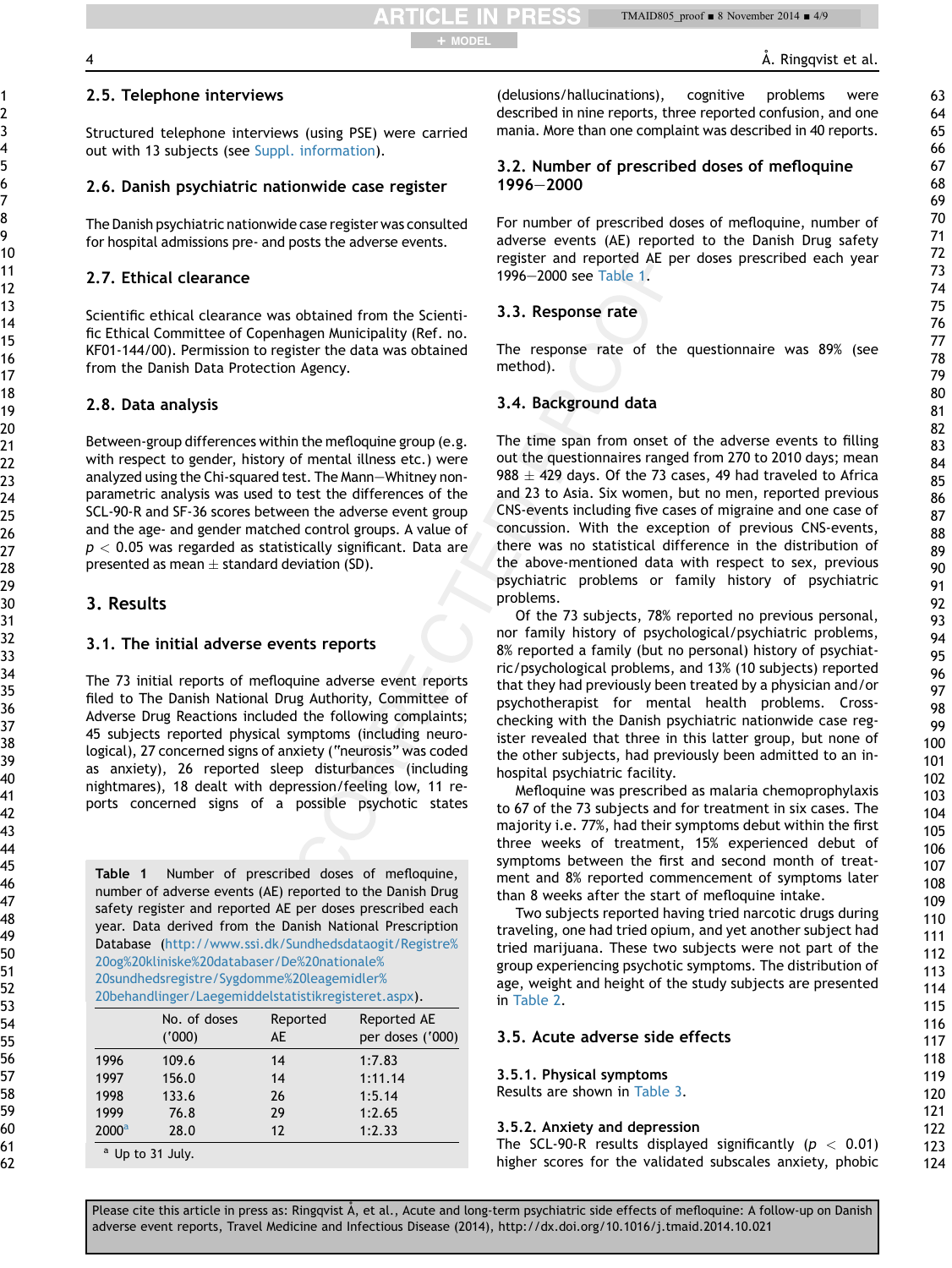## 2.5. Telephone interviews

Structured telephone interviews (using PSE) were carried out with 13 subjects (see Suppl. information).

## 2.6. Danish psychiatric nationwide case register

The Danish psychiatric nationwide case register was consulted for hospital admissions pre- and posts the adverse events.

## 2.7. Ethical clearance

Scientific ethical clearance was obtained from the Scientific Ethical Committee of Copenhagen Municipality (Ref. no. KF01-144/00). Permission to register the data was obtained from the Danish Data Protection Agency.

## 2.8. Data analysis

Between-group differences within the mefloquine group (e.g. with respect to gender, history of mental illness etc.) were analyzed using the Chi-squared test. The Mann–Whitney non-parametric analysis was used to test the differences of the SCL-90-R and SF-36 scores between the adverse event group and the age- and gender matched control groups. A value of $p < 0.05$ was regarded as statistically significant. Data are presented as mean ± standard deviation (SD).

# 3. Results

## 3.1. The initial adverse events reports

The 73 initial reports of mefloquine adverse event reports filed to The Danish National Drug Authority, Committee of Adverse Drug Reactions included the following complaints; 45 subjects reported physical symptoms (including neurological), 27 concerned signs of anxiety ("neurosis" was coded as anxiety), 26 reported sleep disturbances (including nightmares), 18 dealt with depression/feeling low, 11 reports concerned signs of a possible psychotic states (delusions/hallucinations), cognitive problems were described in nine reports, three reported confusion, and one mania. More than one complaint was described in 40 reports.

**Table 1** Number of prescribed doses of mefloquine, number of adverse events (AE) reported to the Danish Drug safety register and reported AE per doses prescribed each year. Data derived from the Danish National Prescription Database (http://www.ssi.dk/Sundhedsdataogit/Registre%20og%20kliniske%20databaser/De%20nationale%20sundhedsregistre/Sygdomme%20leagemidler%20behandlinger/Laegemiddelstatistikregisteret.aspx).

| | No. of doses ('000) | Reported AE | Reported AE per doses ('000) |
|---|---|---|---|
| 1996 | 109.6 | 14 | 1:7.83 |
| 1997 | 156.0 | 14 | 1:11.14 |
| 1998 | 133.6 | 26 | 1:5.14 |
| 1999 | 76.8 | 29 | 1:2.65 |
| 2000[a] | 28.0 | 12 | 1:2.33 |

[a] Up to 31 July.

## 3.2. Number of prescribed doses of mefloquine 1996–2000

For number of prescribed doses of mefloquine, number of adverse events (AE) reported to the Danish Drug safety register and reported AE per doses prescribed each year 1996–2000 see Table 1.

## 3.3. Response rate

The response rate of the questionnaire was 89% (see method).

## 3.4. Background data

The time span from onset of the adverse events to filling out the questionnaires ranged from 270 to 2010 days; mean 988 ± 429 days. Of the 73 cases, 49 had traveled to Africa and 23 to Asia. Six women, but no men, reported previous CNS-events including five cases of migraine and one case of concussion. With the exception of previous CNS-events, there was no statistical difference in the distribution of the above-mentioned data with respect to sex, previous psychiatric problems or family history of psychiatric problems.

Of the 73 subjects, 78% reported no previous personal, nor family history of psychological/psychiatric problems, 8% reported a family (but no personal) history of psychiatric/psychological problems, and 13% (10 subjects) reported that they had previously been treated by a physician and/or psychotherapist for mental health problems. Cross-checking with the Danish psychiatric nationwide case register revealed that three in this latter group, but none of the other subjects, had previously been admitted to an in-hospital psychiatric facility.

Mefloquine was prescribed as malaria chemoprophylaxis to 67 of the 73 subjects and for treatment in six cases. The majority i.e. 77%, had their symptoms debut within the first three weeks of treatment, 15% experienced debut of symptoms between the first and second month of treatment and 8% reported commencement of symptoms later than 8 weeks after the start of mefloquine intake.

Two subjects reported having tried narcotic drugs during traveling, one had tried opium, and yet another subject had tried marijuana. These two subjects were not part of the group experiencing psychotic symptoms. The distribution of age, weight and height of the study subjects are presented in Table 2.

## 3.5. Acute adverse side effects

### 3.5.1. Physical symptoms

Results are shown in Table 3.

### 3.5.2. Anxiety and depression

The SCL-90-R results displayed significantly ($p < 0.01$) higher scores for the validated subscales anxiety, phobic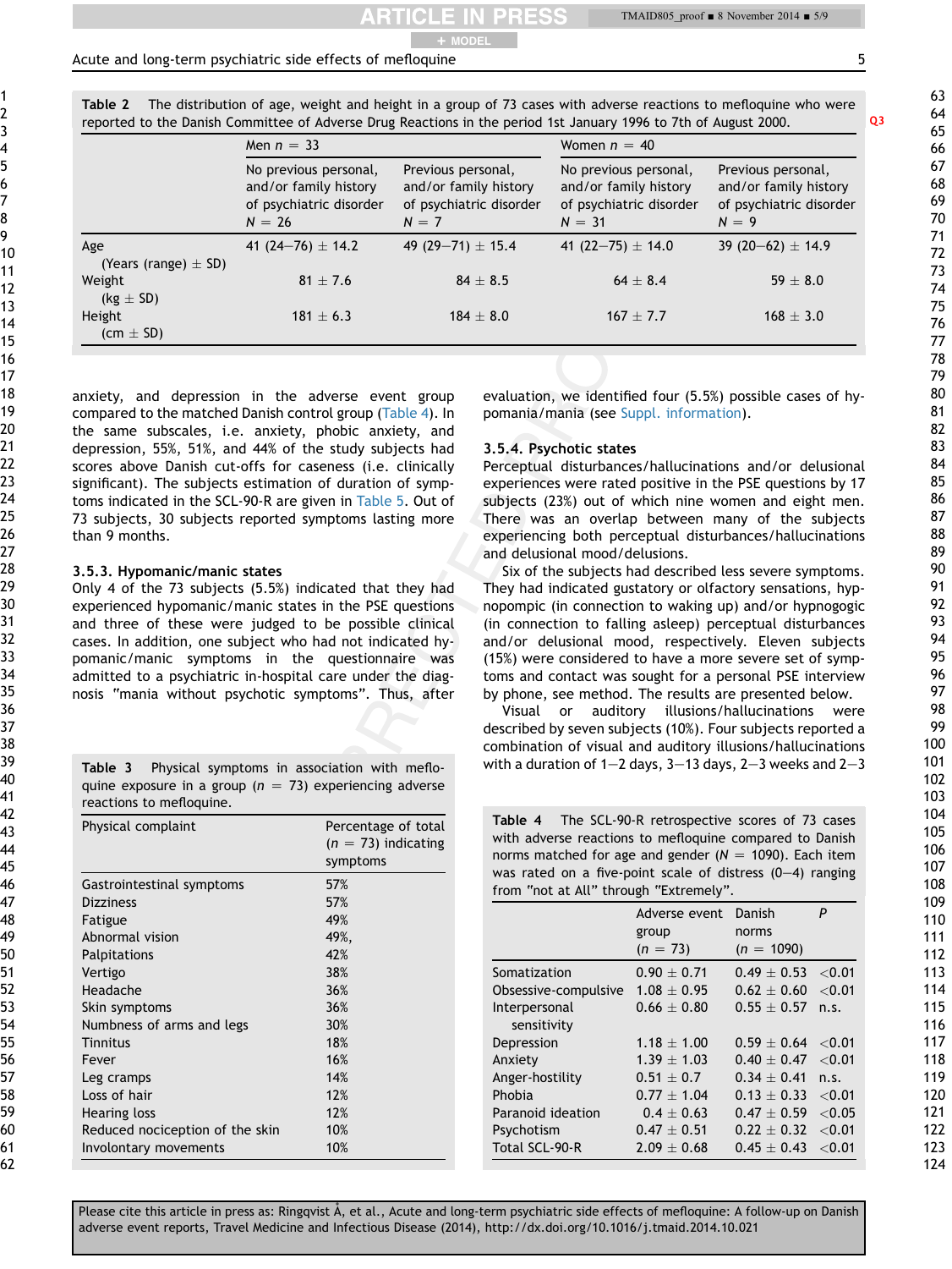**Table 2** The distribution of age, weight and height in a group of 73 cases with adverse reactions to mefloquine who were reported to the Danish Committee of Adverse Drug Reactions in the period 1st January 1996 to 7th of August 2000.

| | Men $n = 33$ | | Women $n = 40$ | |
|---|---|---|---|---|
| | No previous personal, and/or family history of psychiatric disorder $N = 26$ | Previous personal, and/or family history of psychiatric disorder $N = 7$ | No previous personal, and/or family history of psychiatric disorder $N = 31$ | Previous personal, and/or family history of psychiatric disorder $N = 9$ |
| Age (Years (range) ± SD) | 41 (24–76) ± 14.2 | 49 (29–71) ± 15.4 | 41 (22–75) ± 14.0 | 39 (20–62) ± 14.9 |
| Weight (kg ± SD) | 81 ± 7.6 | 84 ± 8.5 | 64 ± 8.4 | 59 ± 8.0 |
| Height (cm ± SD) | 181 ± 6.3 | 184 ± 8.0 | 167 ± 7.7 | 168 ± 3.0 |

anxiety, and depression in the adverse event group compared to the matched Danish control group (Table 4). In the same subscales, i.e. anxiety, phobic anxiety, and depression, 55%, 51%, and 44% of the study subjects had scores above Danish cut-offs for caseness (i.e. clinically significant). The subjects estimation of duration of symptoms indicated in the SCL-90-R are given in Table 5. Out of 73 subjects, 30 subjects reported symptoms lasting more than 9 months.

#### 3.5.3. Hypomanic/manic states

Only 4 of the 73 subjects (5.5%) indicated that they had experienced hypomanic/manic states in the PSE questions and three of these were judged to be possible clinical cases. In addition, one subject who had not indicated hypomanic/manic symptoms in the questionnaire was admitted to a psychiatric in-hospital care under the diagnosis "mania without psychotic symptoms". Thus, after evaluation, we identified four (5.5%) possible cases of hypomania/mania (see Suppl. information).

#### 3.5.4. Psychotic states

Perceptual disturbances/hallucinations and/or delusional experiences were rated positive in the PSE questions by 17 subjects (23%) out of which nine women and eight men. There was an overlap between many of the subjects experiencing both perceptual disturbances/hallucinations and delusional mood/delusions.

Six of the subjects had described less severe symptoms. They had indicated gustatory or olfactory sensations, hypnopompic (in connection to waking up) and/or hypnogogic (in connection to falling asleep) perceptual disturbances and/or delusional mood, respectively. Eleven subjects (15%) were considered to have a more severe set of symptoms and contact was sought for a personal PSE interview by phone, see method. The results are presented below.

Visual or auditory illusions/hallucinations were described by seven subjects (10%). Four subjects reported a combination of visual and auditory illusions/hallucinations with a duration of 1–2 days, 3–13 days, 2–3 weeks and 2–3

**Table 3** Physical symptoms in association with mefloquine exposure in a group ($n = 73$) experiencing adverse reactions to mefloquine.

| Physical complaint | Percentage of total ($n = 73$) indicating symptoms |
|---|---|
| Gastrointestinal symptoms | 57% |
| Dizziness | 57% |
| Fatigue | 49% |
| Abnormal vision | 49%, |
| Palpitations | 42% |
| Vertigo | 38% |
| Headache | 36% |
| Skin symptoms | 36% |
| Numbness of arms and legs | 30% |
| Tinnitus | 18% |
| Fever | 16% |
| Leg cramps | 14% |
| Loss of hair | 12% |
| Hearing loss | 12% |
| Reduced nociception of the skin | 10% |
| Involuntary movements | 10% |

**Table 4** The SCL-90-R retrospective scores of 73 cases with adverse reactions to mefloquine compared to Danish norms matched for age and gender ($N = 1090$). Each item was rated on a five-point scale of distress (0–4) ranging from "not at All" through "Extremely".

| | Adverse event group ($n = 73$) | Danish norms ($n = 1090$) | $P$ |
|---|---|---|---|
| Somatization | 0.90 ± 0.71 | 0.49 ± 0.53 | <0.01 |
| Obsessive-compulsive | 1.08 ± 0.95 | 0.62 ± 0.60 | <0.01 |
| Interpersonal sensitivity | 0.66 ± 0.80 | 0.55 ± 0.57 | n.s. |
| Depression | 1.18 ± 1.00 | 0.59 ± 0.64 | <0.01 |
| Anxiety | 1.39 ± 1.03 | 0.40 ± 0.47 | <0.01 |
| Anger-hostility | 0.51 ± 0.7 | 0.34 ± 0.41 | n.s. |
| Phobia | 0.77 ± 1.04 | 0.13 ± 0.33 | <0.01 |
| Paranoid ideation | 0.4 ± 0.63 | 0.47 ± 0.59 | <0.05 |
| Psychotism | 0.47 ± 0.51 | 0.22 ± 0.32 | <0.01 |
| Total SCL-90-R | 2.09 ± 0.68 | 0.45 ± 0.43 | <0.01 |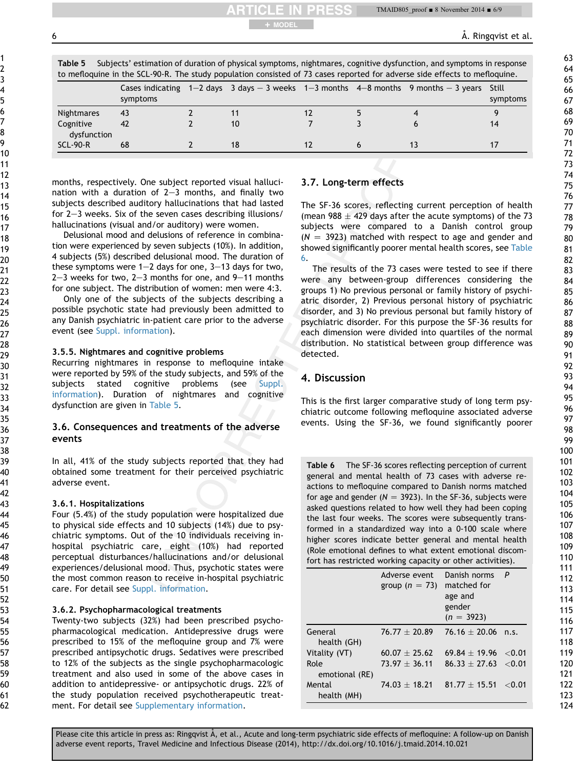**Table 5** Subjects' estimation of duration of physical symptoms, nightmares, cognitive dysfunction, and symptoms in response to mefloquine in the SCL-90-R. The study population consisted of 73 cases reported for adverse side effects to mefloquine.

| | Cases indicating symptoms | 1–2 days | 3 days – 3 weeks | 1–3 months | 4–8 months | 9 months – 3 years | Still symptoms |
|---|---|---|---|---|---|---|---|
| Nightmares | 43 | 2 | 11 | 12 | 5 | 4 | 9 |
| Cognitive dysfunction | 42 | 2 | 10 | 7 | 3 | 6 | 14 |
| SCL-90-R | 68 | 2 | 18 | 12 | 6 | 13 | 17 |

months, respectively. One subject reported visual hallucination with a duration of 2–3 months, and finally two subjects described auditory hallucinations that had lasted for 2–3 weeks. Six of the seven cases describing illusions/hallucinations (visual and/or auditory) were women.

Delusional mood and delusions of reference in combination were experienced by seven subjects (10%). In addition, 4 subjects (5%) described delusional mood. The duration of these symptoms were 1–2 days for one, 3–13 days for two, 2–3 weeks for two, 2–3 months for one, and 9–11 months for one subject. The distribution of women: men were 4:3.

Only one of the subjects of the subjects describing a possible psychotic state had previously been admitted to any Danish psychiatric in-patient care prior to the adverse event (see Suppl. information).

### 3.5.5. Nightmares and cognitive problems

Recurring nightmares in response to mefloquine intake were reported by 59% of the study subjects, and 59% of the subjects stated cognitive problems (see Suppl. information). Duration of nightmares and cognitive dysfunction are given in Table 5.

## 3.6. Consequences and treatments of the adverse events

In all, 41% of the study subjects reported that they had obtained some treatment for their perceived psychiatric adverse event.

### 3.6.1. Hospitalizations

Four (5.4%) of the study population were hospitalized due to physical side effects and 10 subjects (14%) due to psychiatric symptoms. Out of the 10 individuals receiving in-hospital psychiatric care, eight (10%) had reported perceptual disturbances/hallucinations and/or delusional experiences/delusional mood. Thus, psychotic states were the most common reason to receive in-hospital psychiatric care. For detail see Suppl. information.

### 3.6.2. Psychopharmacological treatments

Twenty-two subjects (32%) had been prescribed psychopharmacological medication. Antidepressive drugs were prescribed to 15% of the mefloquine group and 7% were prescribed antipsychotic drugs. Sedatives were prescribed to 12% of the subjects as the single psychopharmacologic treatment and also used in some of the above cases in addition to antidepressive- or antipsychotic drugs. 22% of the study population received psychotherapeutic treatment. For detail see Supplementary information.

## 3.7. Long-term effects

The SF-36 scores, reflecting current perception of health (mean 988 $\pm$ 429 days after the acute symptoms) of the 73 subjects were compared to a Danish control group ($N = 3923$) matched with respect to age and gender and showed significantly poorer mental health scores, see Table 6.

The results of the 73 cases were tested to see if there were any between-group differences considering the groups 1) No previous personal or family history of psychiatric disorder, 2) Previous personal history of psychiatric disorder, and 3) No previous personal but family history of psychiatric disorder. For this purpose the SF-36 results for each dimension were divided into quartiles of the normal distribution. No statistical between group difference was detected.

# 4. Discussion

This is the first larger comparative study of long term psychiatric outcome following mefloquine associated adverse events. Using the SF-36, we found significantly poorer

**Table 6** The SF-36 scores reflecting perception of current general and mental health of 73 cases with adverse reactions to mefloquine compared to Danish norms matched for age and gender ($N = 3923$). In the SF-36, subjects were asked questions related to how well they had been coping the last four weeks. The scores were subsequently transformed in a standardized way into a 0-100 scale where higher scores indicate better general and mental health (Role emotional defines to what extent emotional discomfort has restricted working capacity or other activities).

| | Adverse event group ($n = 73$) | Danish norms matched for age and gender ($n = 3923$) | P |
|---|---|---|---|
| General health (GH) | 76.77 $\pm$ 20.89 | 76.16 $\pm$ 20.06 | n.s. |
| Vitality (VT) | 60.07 $\pm$ 25.62 | 69.84 $\pm$ 19.96 | <0.01 |
| Role emotional (RE) | 73.97 $\pm$ 36.11 | 86.33 $\pm$ 27.63 | <0.01 |
| Mental health (MH) | 74.03 $\pm$ 18.21 | 81.77 $\pm$ 15.51 | <0.01 |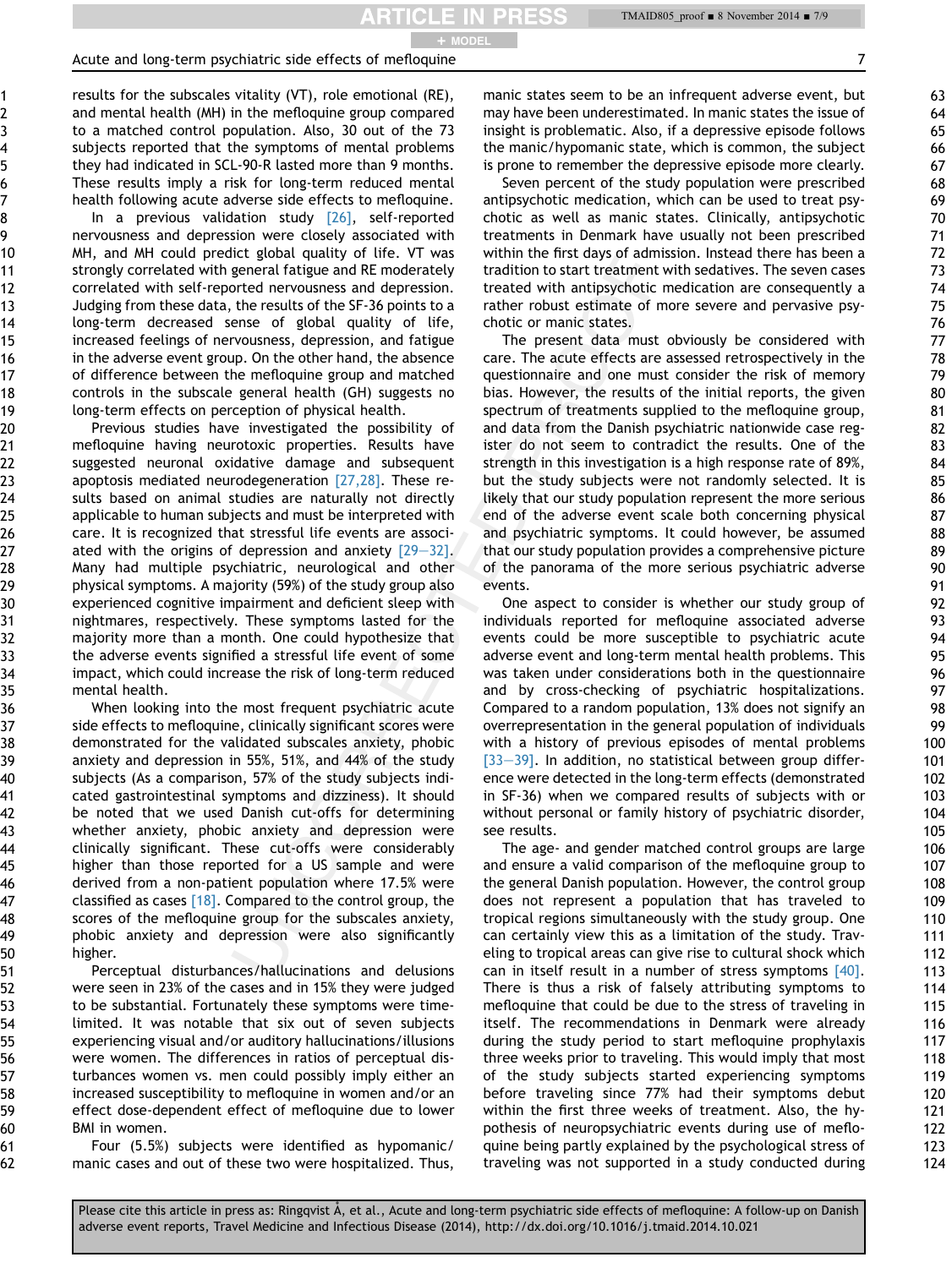results for the subscales vitality (VT), role emotional (RE), and mental health (MH) in the mefloquine group compared to a matched control population. Also, 30 out of the 73 subjects reported that the symptoms of mental problems they had indicated in SCL-90-R lasted more than 9 months. These results imply a risk for long-term reduced mental health following acute adverse side effects to mefloquine.

In a previous validation study [26], self-reported nervousness and depression were closely associated with MH, and MH could predict global quality of life. VT was strongly correlated with general fatigue and RE moderately correlated with self-reported nervousness and depression. Judging from these data, the results of the SF-36 points to a long-term decreased sense of global quality of life, increased feelings of nervousness, depression, and fatigue in the adverse event group. On the other hand, the absence of difference between the mefloquine group and matched controls in the subscale general health (GH) suggests no long-term effects on perception of physical health.

Previous studies have investigated the possibility of mefloquine having neurotoxic properties. Results have suggested neuronal oxidative damage and subsequent apoptosis mediated neurodegeneration [27,28]. These results based on animal studies are naturally not directly applicable to human subjects and must be interpreted with care. It is recognized that stressful life events are associated with the origins of depression and anxiety [29–32]. Many had multiple psychiatric, neurological and other physical symptoms. A majority (59%) of the study group also experienced cognitive impairment and deficient sleep with nightmares, respectively. These symptoms lasted for the majority more than a month. One could hypothesize that the adverse events signified a stressful life event of some impact, which could increase the risk of long-term reduced mental health.

When looking into the most frequent psychiatric acute side effects to mefloquine, clinically significant scores were demonstrated for the validated subscales anxiety, phobic anxiety and depression in 55%, 51%, and 44% of the study subjects (As a comparison, 57% of the study subjects indicated gastrointestinal symptoms and dizziness). It should be noted that we used Danish cut-offs for determining whether anxiety, phobic anxiety and depression were clinically significant. These cut-offs were considerably higher than those reported for a US sample and were derived from a non-patient population where 17.5% were classified as cases [18]. Compared to the control group, the scores of the mefloquine group for the subscales anxiety, phobic anxiety and depression were also significantly higher.

Perceptual disturbances/hallucinations and delusions were seen in 23% of the cases and in 15% they were judged to be substantial. Fortunately these symptoms were time-limited. It was notable that six out of seven subjects experiencing visual and/or auditory hallucinations/illusions were women. The differences in ratios of perceptual disturbances women vs. men could possibly imply either an increased susceptibility to mefloquine in women and/or an effect dose-dependent effect of mefloquine due to lower BMI in women.

Four (5.5%) subjects were identified as hypomanic/manic cases and out of these two were hospitalized. Thus, manic states seem to be an infrequent adverse event, but may have been underestimated. In manic states the issue of insight is problematic. Also, if a depressive episode follows the manic/hypomanic state, which is common, the subject is prone to remember the depressive episode more clearly.

Seven percent of the study population were prescribed antipsychotic medication, which can be used to treat psychotic as well as manic states. Clinically, antipsychotic treatments in Denmark have usually not been prescribed within the first days of admission. Instead there has been a tradition to start treatment with sedatives. The seven cases treated with antipsychotic medication are consequently a rather robust estimate of more severe and pervasive psychotic or manic states.

The present data must obviously be considered with care. The acute effects are assessed retrospectively in the questionnaire and one must consider the risk of memory bias. However, the results of the initial reports, the given spectrum of treatments supplied to the mefloquine group, and data from the Danish psychiatric nationwide case register do not seem to contradict the results. One of the strength in this investigation is a high response rate of 89%, but the study subjects were not randomly selected. It is likely that our study population represent the more serious end of the adverse event scale both concerning physical and psychiatric symptoms. It could however, be assumed that our study population provides a comprehensive picture of the panorama of the more serious psychiatric adverse events.

One aspect to consider is whether our study group of individuals reported for mefloquine associated adverse events could be more susceptible to psychiatric acute adverse event and long-term mental health problems. This was taken under considerations both in the questionnaire and by cross-checking of psychiatric hospitalizations. Compared to a random population, 13% does not signify an overrepresentation in the general population of individuals with a history of previous episodes of mental problems [33–39]. In addition, no statistical between group difference were detected in the long-term effects (demonstrated in SF-36) when we compared results of subjects with or without personal or family history of psychiatric disorder, see results.

The age- and gender matched control groups are large and ensure a valid comparison of the mefloquine group to the general Danish population. However, the control group does not represent a population that has traveled to tropical regions simultaneously with the study group. One can certainly view this as a limitation of the study. Traveling to tropical areas can give rise to cultural shock which can in itself result in a number of stress symptoms [40]. There is thus a risk of falsely attributing symptoms to mefloquine that could be due to the stress of traveling in itself. The recommendations in Denmark were already during the study period to start mefloquine prophylaxis three weeks prior to traveling. This would imply that most of the study subjects started experiencing symptoms before traveling since 77% had their symptoms debut within the first three weeks of treatment. Also, the hypothesis of neuropsychiatric events during use of mefloquine being partly explained by the psychological stress of traveling was not supported in a study conducted during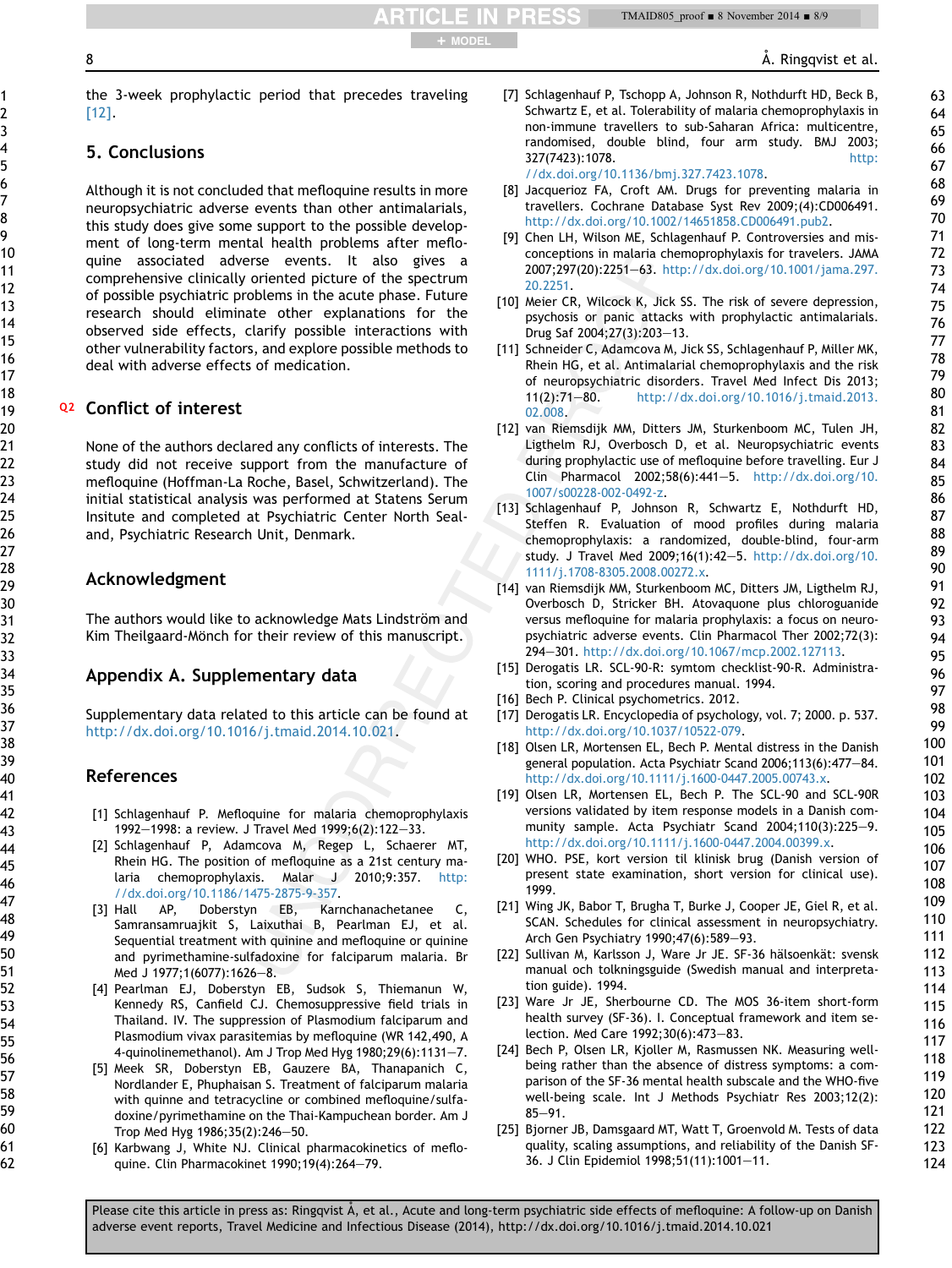the 3-week prophylactic period that precedes traveling [12].

## 5. Conclusions

Although it is not concluded that mefloquine results in more neuropsychiatric adverse events than other antimalarials, this study does give some support to the possible development of long-term mental health problems after mefloquine associated adverse events. It also gives a comprehensive clinically oriented picture of the spectrum of possible psychiatric problems in the acute phase. Future research should eliminate other explanations for the observed side effects, clarify possible interactions with other vulnerability factors, and explore possible methods to deal with adverse effects of medication.

## Conflict of interest

None of the authors declared any conflicts of interests. The study did not receive support from the manufacture of mefloquine (Hoffman-La Roche, Basel, Schwitzerland). The initial statistical analysis was performed at Statens Serum Insitute and completed at Psychiatric Center North Sealand, Psychiatric Research Unit, Denmark.

## Acknowledgment

The authors would like to acknowledge Mats Lindström and Kim Theilgaard-Mönch for their review of this manuscript.

## Appendix A. Supplementary data

Supplementary data related to this article can be found at http://dx.doi.org/10.1016/j.tmaid.2014.10.021.

## References

[1] Schlagenhauf P. Mefloquine for malaria chemoprophylaxis 1992–1998: a review. J Travel Med 1999;6(2):122–33.

[2] Schlagenhauf P, Adamcova M, Regep L, Schaerer MT, Rhein HG. The position of mefloquine as a 21st century malaria chemoprophylaxis. Malar J 2010;9:357. http://dx.doi.org/10.1186/1475-2875-9-357.

[3] Hall AP, Doberstyn EB, Karnchanachetanee C, Samransamruajkit S, Laixuthai B, Pearlman EJ, et al. Sequential treatment with quinine and mefloquine or quinine and pyrimethamine-sulfadoxine for falciparum malaria. Br Med J 1977;1(6077):1626–8.

[4] Pearlman EJ, Doberstyn EB, Sudsok S, Thiemanun W, Kennedy RS, Canfield CJ. Chemosuppressive field trials in Thailand. IV. The suppression of Plasmodium falciparum and Plasmodium vivax parasitemias by mefloquine (WR 142,490, A 4-quinolinemethanol). Am J Trop Med Hyg 1980;29(6):1131–7.

[5] Meek SR, Doberstyn EB, Gauzere BA, Thanapanich C, Nordlander E, Phuphaisan S. Treatment of falciparum malaria with quinne and tetracycline or combined mefloquine/sulfadoxine/pyrimethamine on the Thai-Kampuchean border. Am J Trop Med Hyg 1986;35(2):246–50.

[6] Karbwang J, White NJ. Clinical pharmacokinetics of mefloquine. Clin Pharmacokinet 1990;19(4):264–79.

[7] Schlagenhauf P, Tschopp A, Johnson R, Nothdurft HD, Beck B, Schwartz E, et al. Tolerability of malaria chemoprophylaxis in non-immune travellers to sub-Saharan Africa: multicentre, randomised, double blind, four arm study. BMJ 2003; 327(7423):1078. http://dx.doi.org/10.1136/bmj.327.7423.1078.

[8] Jacquerioz FA, Croft AM. Drugs for preventing malaria in travellers. Cochrane Database Syst Rev 2009;(4):CD006491. http://dx.doi.org/10.1002/14651858.CD006491.pub2.

[9] Chen LH, Wilson ME, Schlagenhauf P. Controversies and misconceptions in malaria chemoprophylaxis for travelers. JAMA 2007;297(20):2251–63. http://dx.doi.org/10.1001/jama.297.20.2251.

[10] Meier CR, Wilcock K, Jick SS. The risk of severe depression, psychosis or panic attacks with prophylactic antimalarials. Drug Saf 2004;27(3):203–13.

[11] Schneider C, Adamcova M, Jick SS, Schlagenhauf P, Miller MK, Rhein HG, et al. Antimalarial chemoprophylaxis and the risk of neuropsychiatric disorders. Travel Med Infect Dis 2013; 11(2):71–80. http://dx.doi.org/10.1016/j.tmaid.2013.02.008.

[12] van Riemsdijk MM, Ditters JM, Sturkenboom MC, Tulen JH, Ligthelm RJ, Overbosch D, et al. Neuropsychiatric events during prophylactic use of mefloquine before travelling. Eur J Clin Pharmacol 2002;58(6):441–5. http://dx.doi.org/10.1007/s00228-002-0492-z.

[13] Schlagenhauf P, Johnson R, Schwartz E, Nothdurft HD, Steffen R. Evaluation of mood profiles during malaria chemoprophylaxis: a randomized, double-blind, four-arm study. J Travel Med 2009;16(1):42–5. http://dx.doi.org/10.1111/j.1708-8305.2008.00272.x.

[14] van Riemsdijk MM, Sturkenboom MC, Ditters JM, Ligthelm RJ, Overbosch D, Stricker BH. Atovaquone plus chloroguanide versus mefloquine for malaria prophylaxis: a focus on neuropsychiatric adverse events. Clin Pharmacol Ther 2002;72(3): 294–301. http://dx.doi.org/10.1067/mcp.2002.127113.

[15] Derogatis LR. SCL-90-R: symtom checklist-90-R. Administration, scoring and procedures manual. 1994.

[16] Bech P. Clinical psychometrics. 2012.

[17] Derogatis LR. Encyclopedia of psychology, vol. 7; 2000. p. 537. http://dx.doi.org/10.1037/10522-079.

[18] Olsen LR, Mortensen EL, Bech P. Mental distress in the Danish general population. Acta Psychiatr Scand 2006;113(6):477–84. http://dx.doi.org/10.1111/j.1600-0447.2005.00743.x.

[19] Olsen LR, Mortensen EL, Bech P. The SCL-90 and SCL-90R versions validated by item response models in a Danish community sample. Acta Psychiatr Scand 2004;110(3):225–9. http://dx.doi.org/10.1111/j.1600-0447.2004.00399.x.

[20] WHO. PSE, kort version til klinisk brug (Danish version of present state examination, short version for clinical use). 1999.

[21] Wing JK, Babor T, Brugha T, Burke J, Cooper JE, Giel R, et al. SCAN. Schedules for clinical assessment in neuropsychiatry. Arch Gen Psychiatry 1990;47(6):589–93.

[22] Sullivan M, Karlsson J, Ware Jr JE. SF-36 hälsoenkät: svensk manual och tolkningsguide (Swedish manual and interpretation guide). 1994.

[23] Ware Jr JE, Sherbourne CD. The MOS 36-item short-form health survey (SF-36). I. Conceptual framework and item selection. Med Care 1992;30(6):473–83.

[24] Bech P, Olsen LR, Kjoller M, Rasmussen NK. Measuring wellbeing rather than the absence of distress symptoms: a comparison of the SF-36 mental health subscale and the WHO-five well-being scale. Int J Methods Psychiatr Res 2003;12(2): 85–91.

[25] Bjorner JB, Damsgaard MT, Watt T, Groenvold M. Tests of data quality, scaling assumptions, and reliability of the Danish SF-36. J Clin Epidemiol 1998;51(11):1001–11.

Please cite this article in press as: Ringqvist Å, et al., Acute and long-term psychiatric side effects of mefloquine: A follow-up on Danish adverse event reports, Travel Medicine and Infectious Disease (2014), http://dx.doi.org/10.1016/j.tmaid.2014.10.021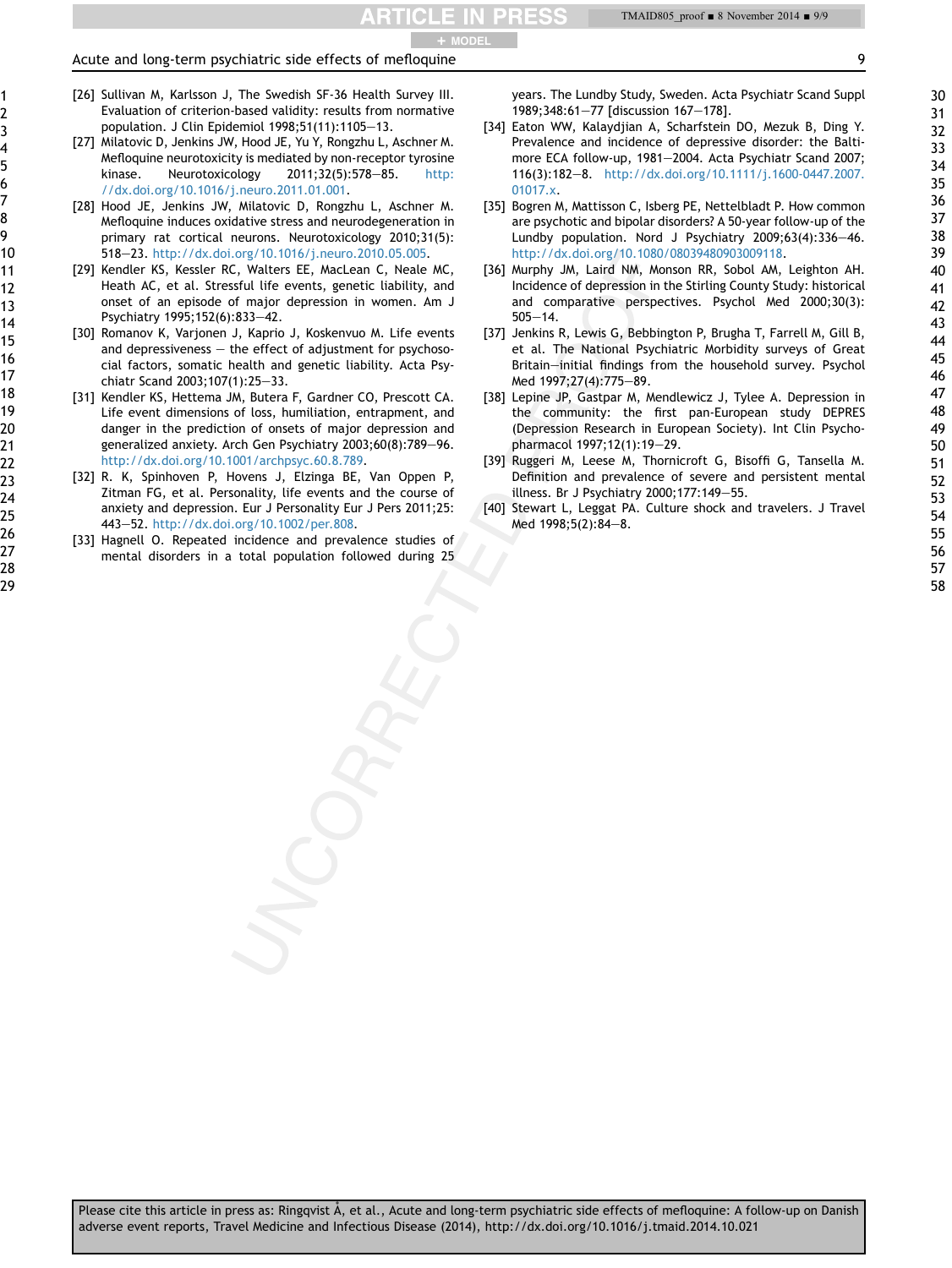[26] Sullivan M, Karlsson J, The Swedish SF-36 Health Survey III. Evaluation of criterion-based validity: results from normative population. J Clin Epidemiol 1998;51(11):1105—13.

[27] Milatovic D, Jenkins JW, Hood JE, Yu Y, Rongzhu L, Aschner M. Mefloquine neurotoxicity is mediated by non-receptor tyrosine kinase. Neurotoxicology 2011;32(5):578—85. http://dx.doi.org/10.1016/j.neuro.2011.01.001.

[28] Hood JE, Jenkins JW, Milatovic D, Rongzhu L, Aschner M. Mefloquine induces oxidative stress and neurodegeneration in primary rat cortical neurons. Neurotoxicology 2010;31(5):518—23. http://dx.doi.org/10.1016/j.neuro.2010.05.005.

[29] Kendler KS, Kessler RC, Walters EE, MacLean C, Neale MC, Heath AC, et al. Stressful life events, genetic liability, and onset of an episode of major depression in women. Am J Psychiatry 1995;152(6):833—42.

[30] Romanov K, Varjonen J, Kaprio J, Koskenvuo M. Life events and depressiveness — the effect of adjustment for psychosocial factors, somatic health and genetic liability. Acta Psychiatr Scand 2003;107(1):25—33.

[31] Kendler KS, Hettema JM, Butera F, Gardner CO, Prescott CA. Life event dimensions of loss, humiliation, entrapment, and danger in the prediction of onsets of major depression and generalized anxiety. Arch Gen Psychiatry 2003;60(8):789—96. http://dx.doi.org/10.1001/archpsyc.60.8.789.

[32] R. K, Spinhoven P, Hovens J, Elzinga BE, Van Oppen P, Zitman FG, et al. Personality, life events and the course of anxiety and depression. Eur J Personality Eur J Pers 2011;25:443—52. http://dx.doi.org/10.1002/per.808.

[33] Hagnell O. Repeated incidence and prevalence studies of mental disorders in a total population followed during 25 years. The Lundby Study, Sweden. Acta Psychiatr Scand Suppl 1989;348:61—77 [discussion 167—178].

[34] Eaton WW, Kalaydjian A, Scharfstein DO, Mezuk B, Ding Y. Prevalence and incidence of depressive disorder: the Baltimore ECA follow-up, 1981—2004. Acta Psychiatr Scand 2007;116(3):182—8. http://dx.doi.org/10.1111/j.1600-0447.2007.01017.x.

[35] Bogren M, Mattisson C, Isberg PE, Nettelbladt P. How common are psychotic and bipolar disorders? A 50-year follow-up of the Lundby population. Nord J Psychiatry 2009;63(4):336—46. http://dx.doi.org/10.1080/08039480903009118.

[36] Murphy JM, Laird NM, Monson RR, Sobol AM, Leighton AH. Incidence of depression in the Stirling County Study: historical and comparative perspectives. Psychol Med 2000;30(3):505—14.

[37] Jenkins R, Lewis G, Bebbington P, Brugha T, Farrell M, Gill B, et al. The National Psychiatric Morbidity surveys of Great Britain—initial findings from the household survey. Psychol Med 1997;27(4):775—89.

[38] Lepine JP, Gastpar M, Mendlewicz J, Tylee A. Depression in the community: the first pan-European study DEPRES (Depression Research in European Society). Int Clin Psychopharmacol 1997;12(1):19—29.

[39] Ruggeri M, Leese M, Thornicroft G, Bisoffi G, Tansella M. Definition and prevalence of severe and persistent mental illness. Br J Psychiatry 2000;177:149—55.

[40] Stewart L, Leggat PA. Culture shock and travelers. J Travel Med 1998;5(2):84—8.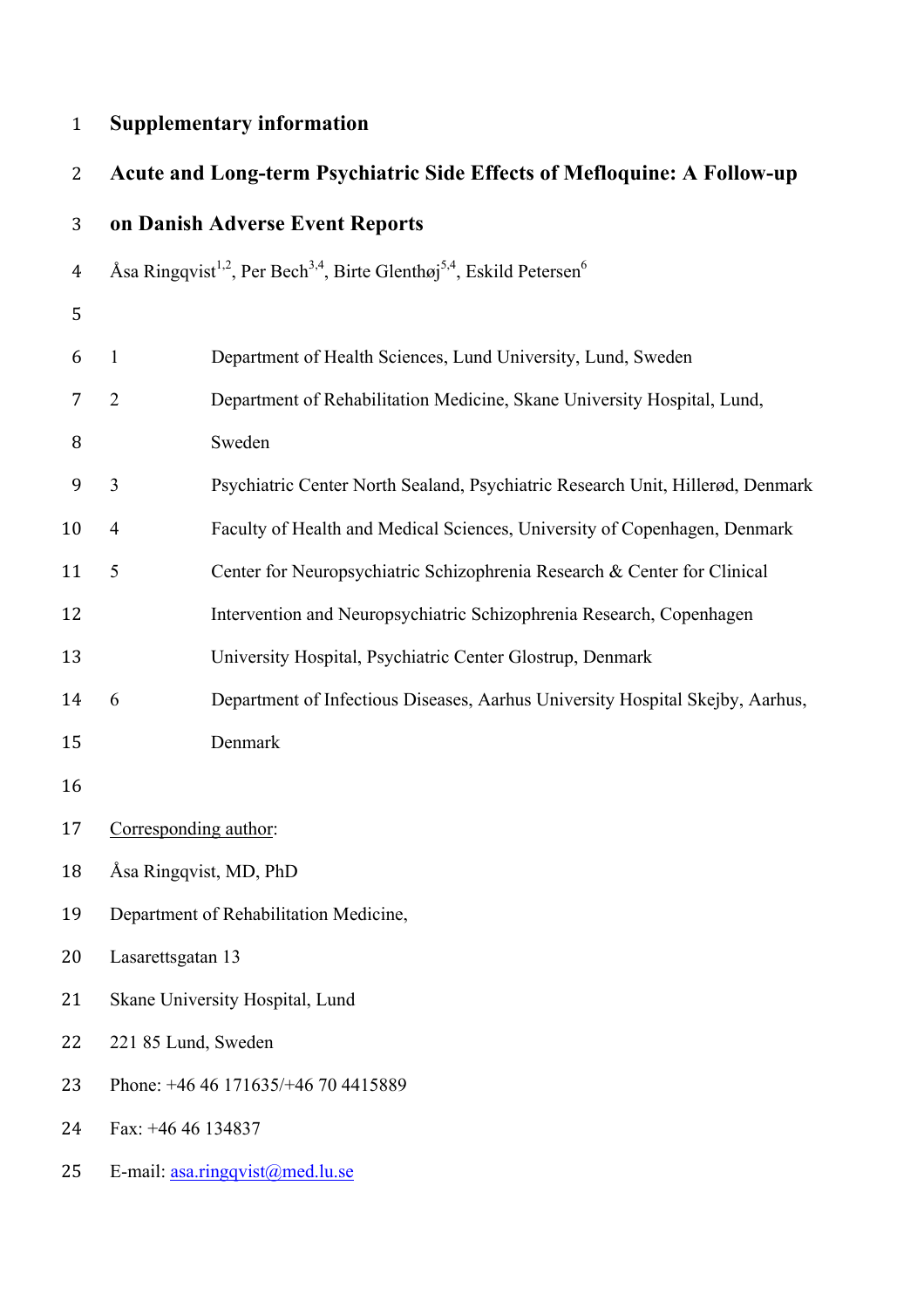# Supplementary information

## Acute and Long-term Psychiatric Side Effects of Mefloquine: A Follow-up on Danish Adverse Event Reports

Åsa Ringqvist[1,2], Per Bech[3,4], Birte Glenthøj[5,4], Eskild Petersen[6]

1 Department of Health Sciences, Lund University, Lund, Sweden

2 Department of Rehabilitation Medicine, Skane University Hospital, Lund, Sweden

3 Psychiatric Center North Sealand, Psychiatric Research Unit, Hillerød, Denmark

4 Faculty of Health and Medical Sciences, University of Copenhagen, Denmark

5 Center for Neuropsychiatric Schizophrenia Research & Center for Clinical Intervention and Neuropsychiatric Schizophrenia Research, Copenhagen University Hospital, Psychiatric Center Glostrup, Denmark

6 Department of Infectious Diseases, Aarhus University Hospital Skejby, Aarhus, Denmark

Corresponding author:

Åsa Ringqvist, MD, PhD

Department of Rehabilitation Medicine,

Lasarettsgatan 13

Skane University Hospital, Lund

221 85 Lund, Sweden

Phone: +46 46 171635/+46 70 4415889

Fax: +46 46 134837

E-mail: asa.ringqvist@med.lu.se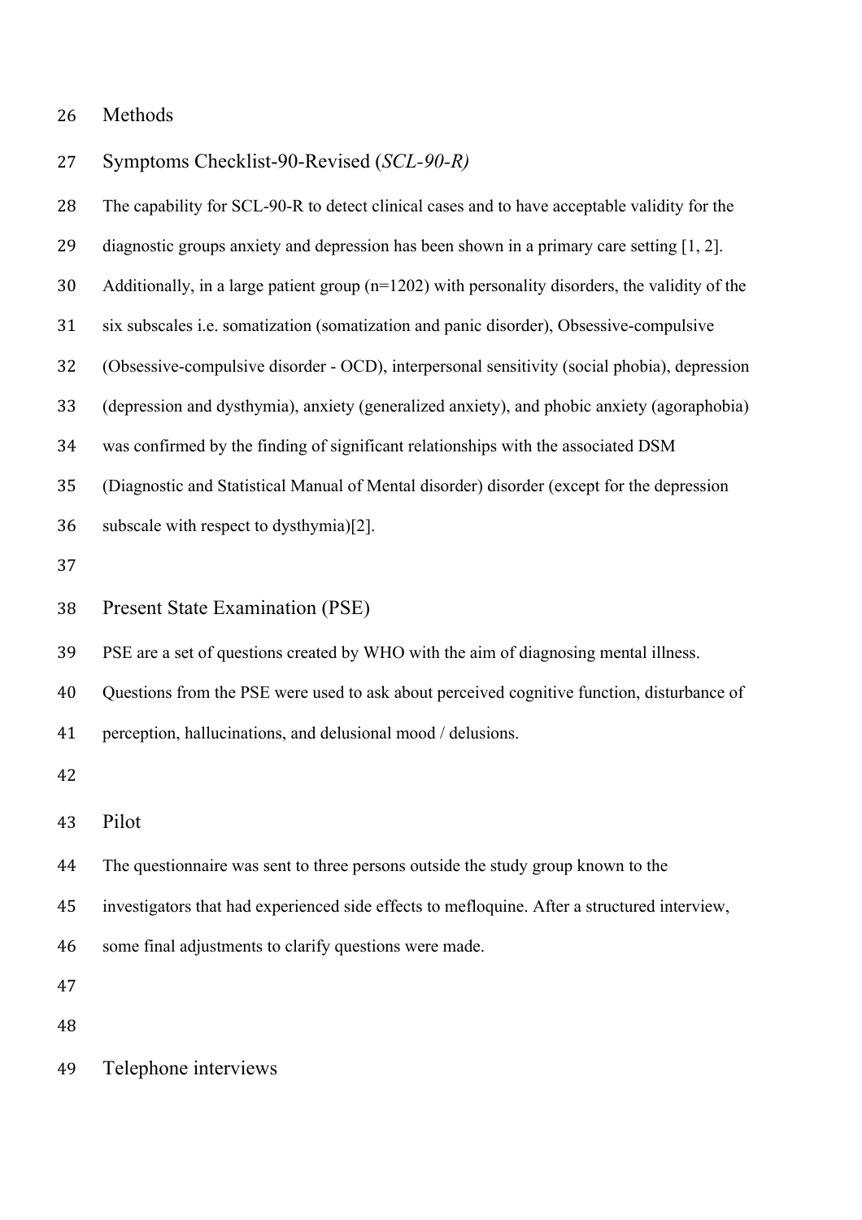# Methods

## Symptoms Checklist-90-Revised (*SCL-90-R)*

The capability for SCL-90-R to detect clinical cases and to have acceptable validity for the diagnostic groups anxiety and depression has been shown in a primary care setting [1, 2]. Additionally, in a large patient group (n=1202) with personality disorders, the validity of the six subscales i.e. somatization (somatization and panic disorder), Obsessive-compulsive (Obsessive-compulsive disorder - OCD), interpersonal sensitivity (social phobia), depression (depression and dysthymia), anxiety (generalized anxiety), and phobic anxiety (agoraphobia) was confirmed by the finding of significant relationships with the associated DSM (Diagnostic and Statistical Manual of Mental disorder) disorder (except for the depression subscale with respect to dysthymia)[2].

## Present State Examination (PSE)

PSE are a set of questions created by WHO with the aim of diagnosing mental illness. Questions from the PSE were used to ask about perceived cognitive function, disturbance of perception, hallucinations, and delusional mood / delusions.

## Pilot

The questionnaire was sent to three persons outside the study group known to the investigators that had experienced side effects to mefloquine. After a structured interview, some final adjustments to clarify questions were made.

## Telephone interviews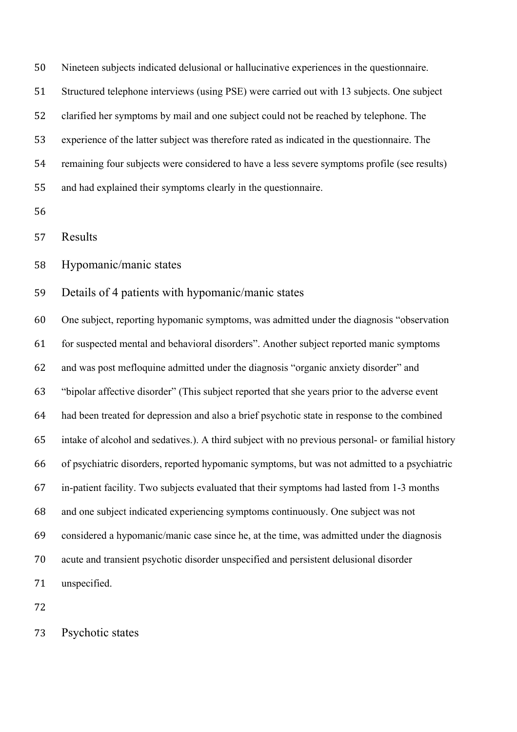Nineteen subjects indicated delusional or hallucinative experiences in the questionnaire. Structured telephone interviews (using PSE) were carried out with 13 subjects. One subject clarified her symptoms by mail and one subject could not be reached by telephone. The experience of the latter subject was therefore rated as indicated in the questionnaire. The remaining four subjects were considered to have a less severe symptoms profile (see results) and had explained their symptoms clearly in the questionnaire.

## Results

### Hypomanic/manic states

#### Details of 4 patients with hypomanic/manic states

One subject, reporting hypomanic symptoms, was admitted under the diagnosis "observation for suspected mental and behavioral disorders". Another subject reported manic symptoms and was post mefloquine admitted under the diagnosis "organic anxiety disorder" and "bipolar affective disorder" (This subject reported that she years prior to the adverse event had been treated for depression and also a brief psychotic state in response to the combined intake of alcohol and sedatives.). A third subject with no previous personal- or familial history of psychiatric disorders, reported hypomanic symptoms, but was not admitted to a psychiatric in-patient facility. Two subjects evaluated that their symptoms had lasted from 1-3 months and one subject indicated experiencing symptoms continuously. One subject was not considered a hypomanic/manic case since he, at the time, was admitted under the diagnosis acute and transient psychotic disorder unspecified and persistent delusional disorder unspecified.

### Psychotic states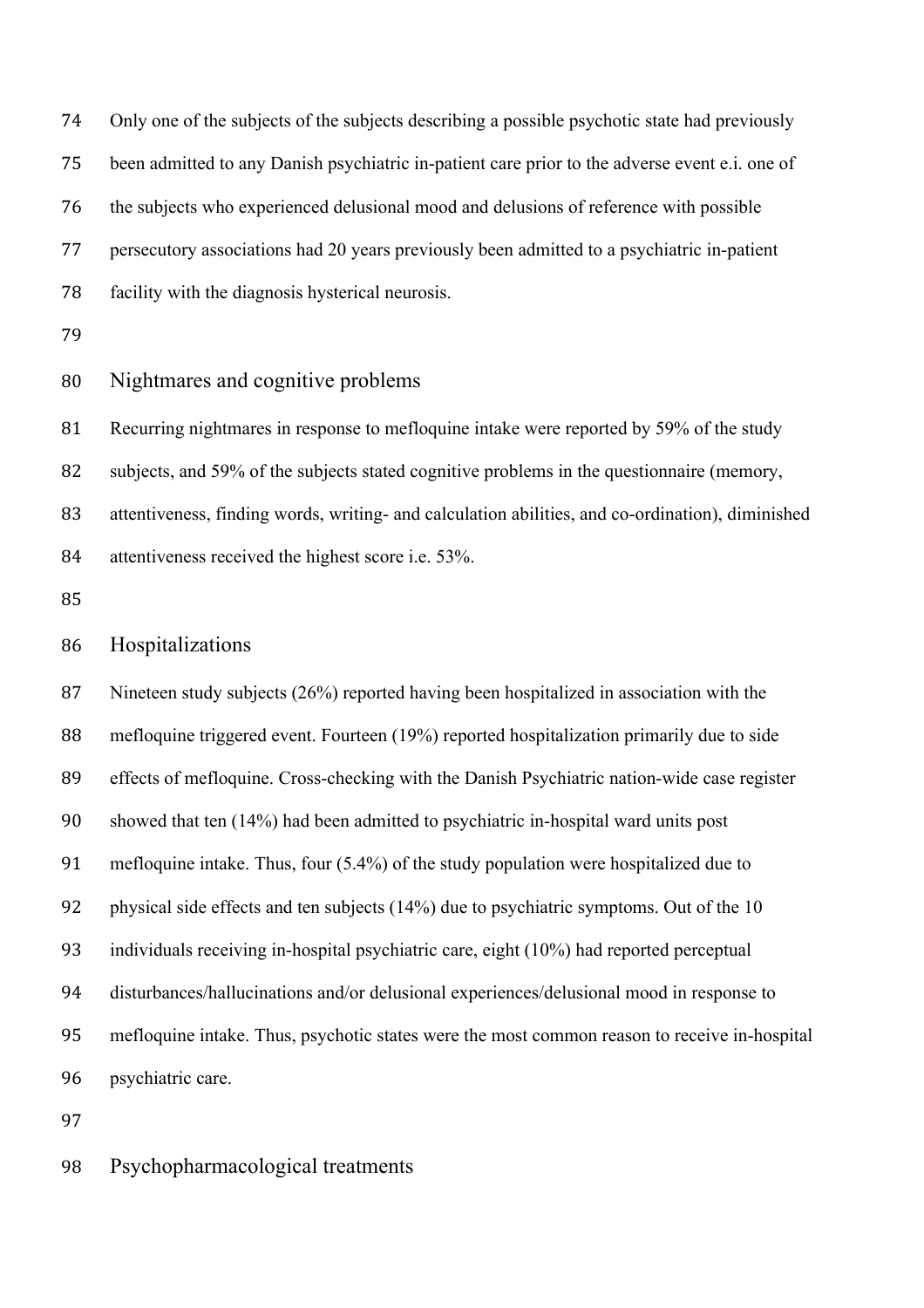Only one of the subjects of the subjects describing a possible psychotic state had previously been admitted to any Danish psychiatric in-patient care prior to the adverse event e.i. one of the subjects who experienced delusional mood and delusions of reference with possible persecutory associations had 20 years previously been admitted to a psychiatric in-patient facility with the diagnosis hysterical neurosis.

## Nightmares and cognitive problems

Recurring nightmares in response to mefloquine intake were reported by 59% of the study subjects, and 59% of the subjects stated cognitive problems in the questionnaire (memory, attentiveness, finding words, writing- and calculation abilities, and co-ordination), diminished attentiveness received the highest score i.e. 53%.

## Hospitalizations

Nineteen study subjects (26%) reported having been hospitalized in association with the mefloquine triggered event. Fourteen (19%) reported hospitalization primarily due to side effects of mefloquine. Cross-checking with the Danish Psychiatric nation-wide case register showed that ten (14%) had been admitted to psychiatric in-hospital ward units post mefloquine intake. Thus, four (5.4%) of the study population were hospitalized due to physical side effects and ten subjects (14%) due to psychiatric symptoms. Out of the 10 individuals receiving in-hospital psychiatric care, eight (10%) had reported perceptual disturbances/hallucinations and/or delusional experiences/delusional mood in response to mefloquine intake. Thus, psychotic states were the most common reason to receive in-hospital psychiatric care.

## Psychopharmacological treatments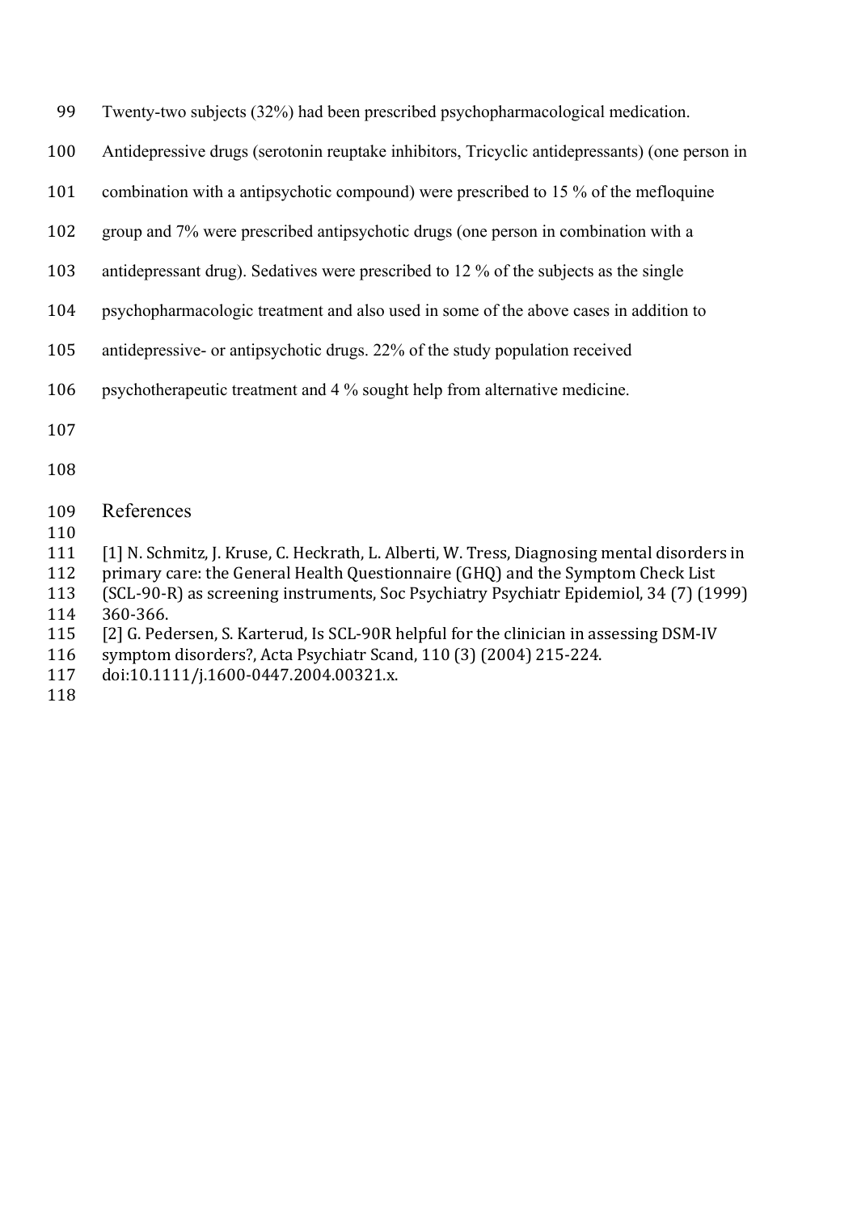Twenty-two subjects (32%) had been prescribed psychopharmacological medication. Antidepressive drugs (serotonin reuptake inhibitors, Tricyclic antidepressants) (one person in combination with a antipsychotic compound) were prescribed to 15 % of the mefloquine group and 7% were prescribed antipsychotic drugs (one person in combination with a antidepressant drug). Sedatives were prescribed to 12 % of the subjects as the single psychopharmacologic treatment and also used in some of the above cases in addition to antidepressive- or antipsychotic drugs. 22% of the study population received psychotherapeutic treatment and 4 % sought help from alternative medicine.

## References

[1] N. Schmitz, J. Kruse, C. Heckrath, L. Alberti, W. Tress, Diagnosing mental disorders in primary care: the General Health Questionnaire (GHQ) and the Symptom Check List (SCL-90-R) as screening instruments, Soc Psychiatry Psychiatr Epidemiol, 34 (7) (1999) 360-366.

[2] G. Pedersen, S. Karterud, Is SCL-90R helpful for the clinician in assessing DSM-IV symptom disorders?, Acta Psychiatr Scand, 110 (3) (2004) 215-224. doi:10.1111/j.1600-0447.2004.00321.x.